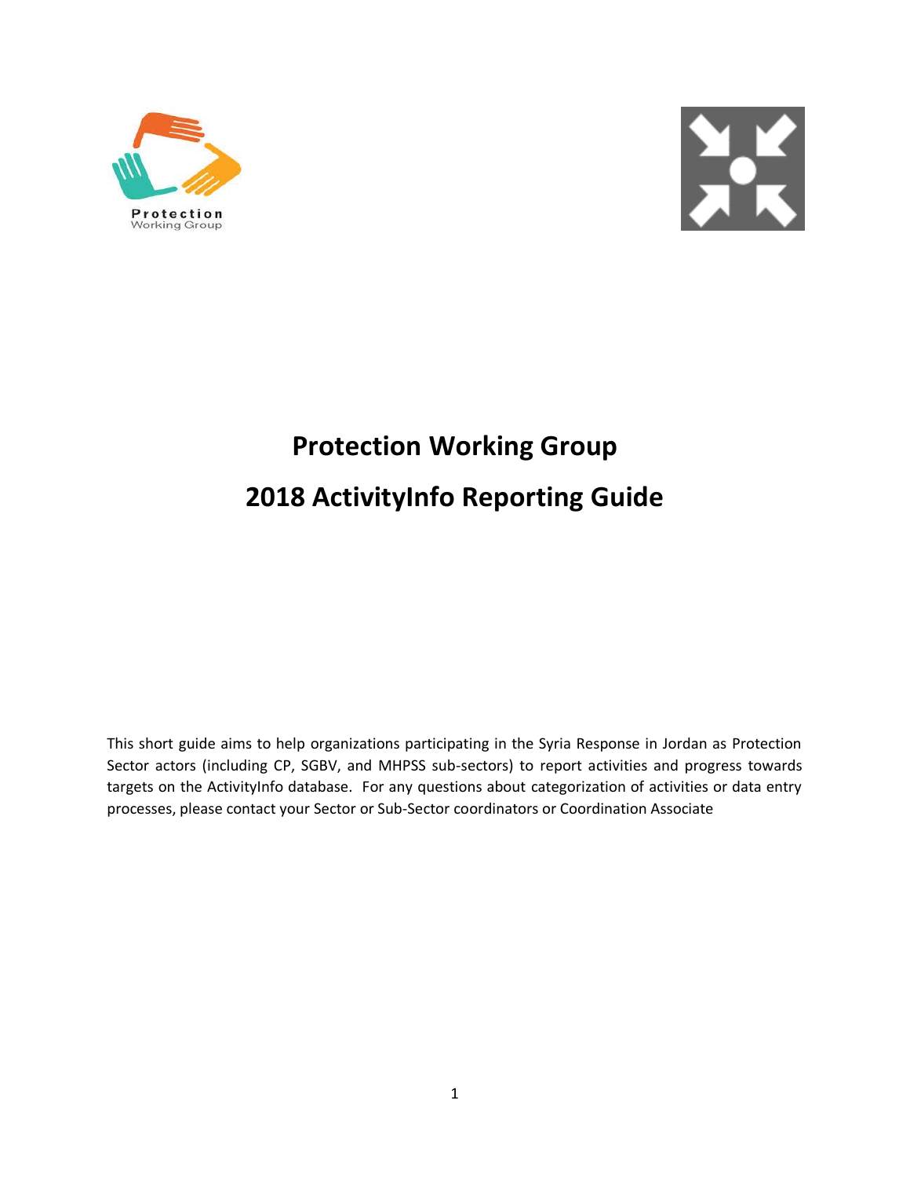Protection
Working Group

# Protection Working Group

# 2018 ActivityInfo Reporting Guide

This short guide aims to help organizations participating in the Syria Response in Jordan as Protection Sector actors (including CP, SGBV, and MHPSS sub-sectors) to report activities and progress towards targets on the ActivityInfo database. For any questions about categorization of activities or data entry processes, please contact your Sector or Sub-Sector coordinators or Coordination Associate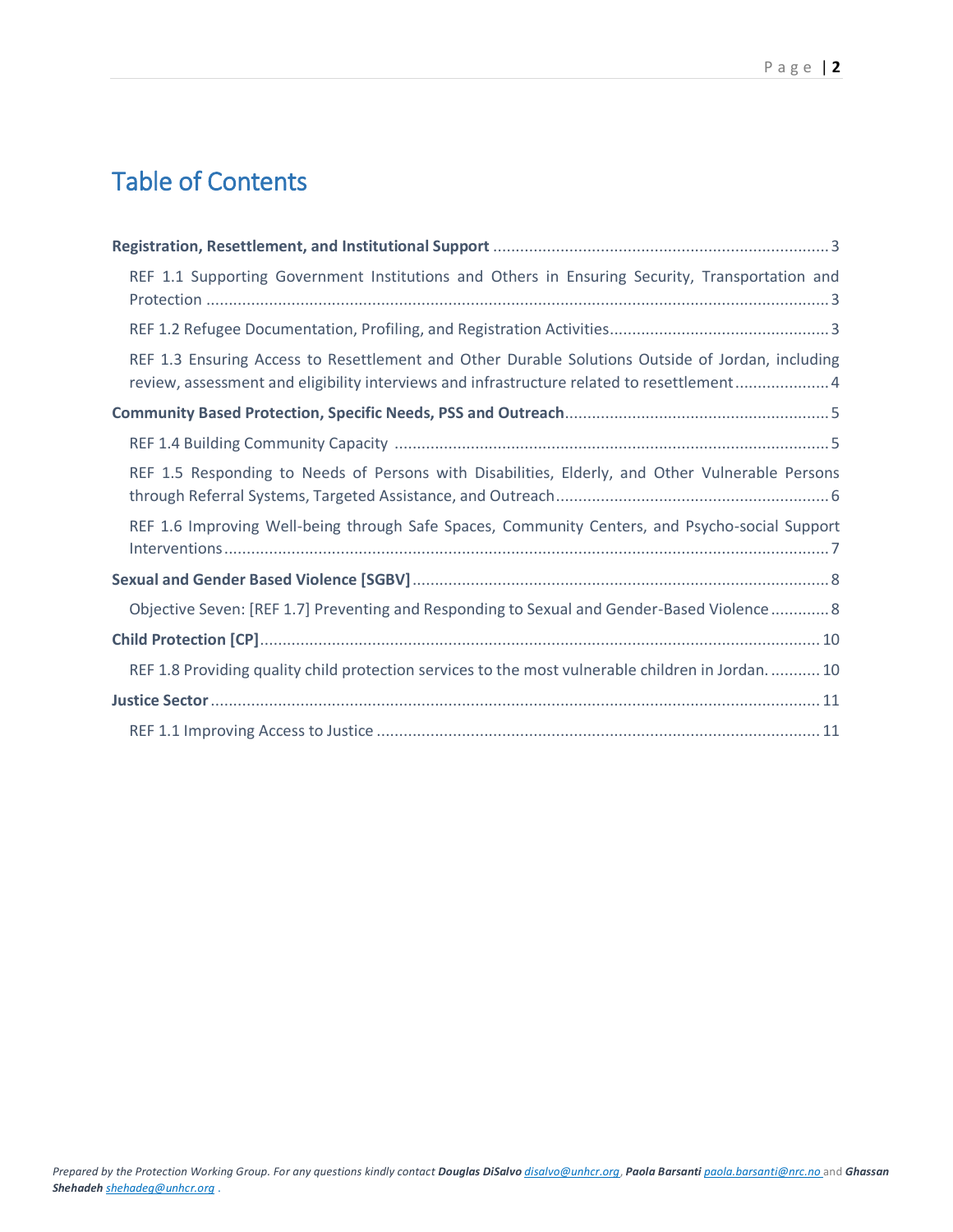# Table of Contents

**Registration, Resettlement, and Institutional Support** ........................................................................ 3

- REF 1.1 Supporting Government Institutions and Others in Ensuring Security, Transportation and Protection ........................................................................................................................................ 3
- REF 1.2 Refugee Documentation, Profiling, and Registration Activities................................................ 3
- REF 1.3 Ensuring Access to Resettlement and Other Durable Solutions Outside of Jordan, including review, assessment and eligibility interviews and infrastructure related to resettlement..................... 4

**Community Based Protection, Specific Needs, PSS and Outreach**.......................................................... 5

- REF 1.4 Building Community Capacity ................................................................................................. 5
- REF 1.5 Responding to Needs of Persons with Disabilities, Elderly, and Other Vulnerable Persons through Referral Systems, Targeted Assistance, and Outreach............................................................ 6
- REF 1.6 Improving Well-being through Safe Spaces, Community Centers, and Psycho-social Support Interventions ....................................................................................................................................... 7

**Sexual and Gender Based Violence [SGBV]** ............................................................................................ 8

- Objective Seven: [REF 1.7] Preventing and Responding to Sexual and Gender-Based Violence ............. 8

**Child Protection [CP]**................................................................................................................................ 10

- REF 1.8 Providing quality child protection services to the most vulnerable children in Jordan. ........... 10

**Justice Sector** ........................................................................................................................................... 11

- REF 1.1 Improving Access to Justice .................................................................................................... 11

*Prepared by the Protection Working Group. For any questions kindly contact **Douglas DiSalvo** disalvo@unhcr.org, **Paola Barsanti** paola.barsanti@nrc.no and **Ghassan Shehadeh** shehadeg@unhcr.org .*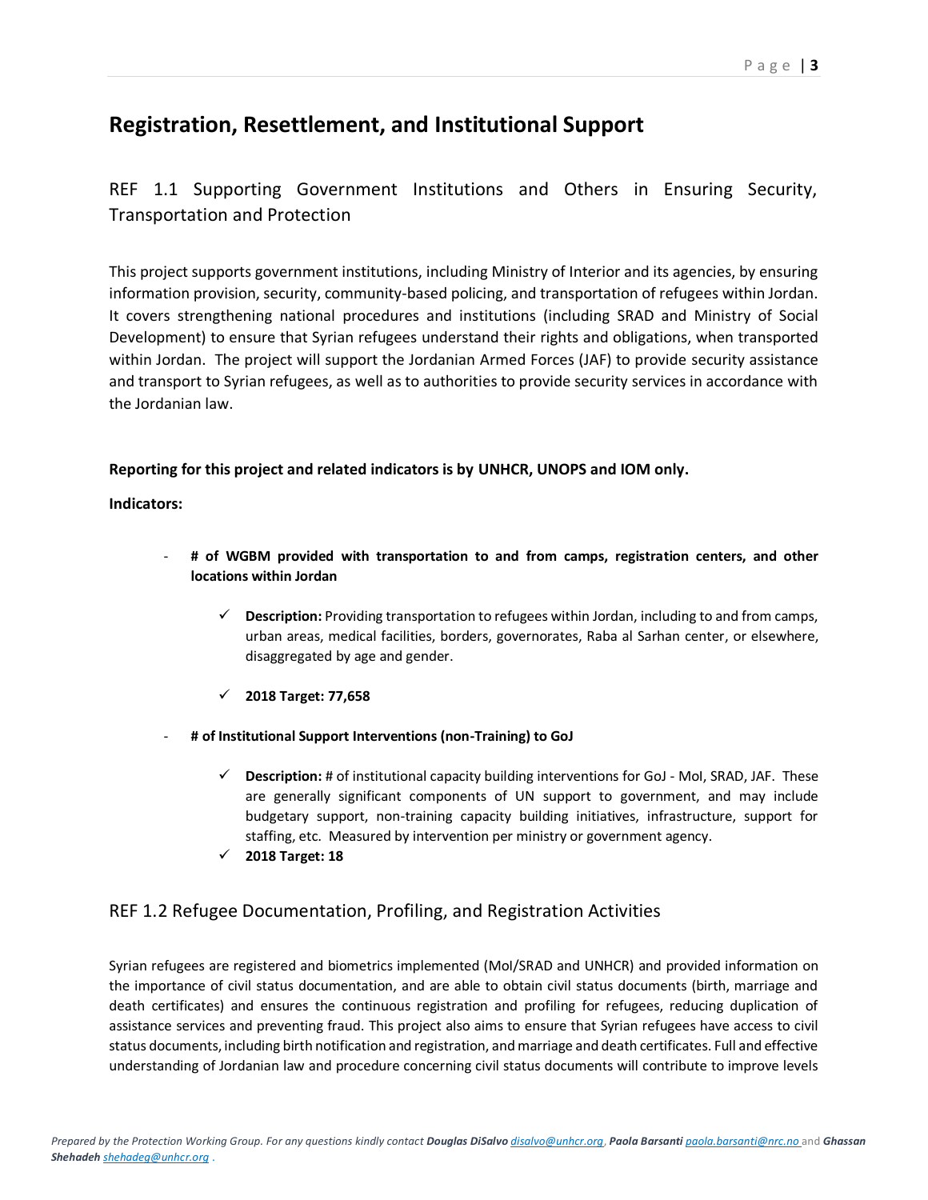# Registration, Resettlement, and Institutional Support

## REF 1.1 Supporting Government Institutions and Others in Ensuring Security, Transportation and Protection

This project supports government institutions, including Ministry of Interior and its agencies, by ensuring information provision, security, community-based policing, and transportation of refugees within Jordan. It covers strengthening national procedures and institutions (including SRAD and Ministry of Social Development) to ensure that Syrian refugees understand their rights and obligations, when transported within Jordan. The project will support the Jordanian Armed Forces (JAF) to provide security assistance and transport to Syrian refugees, as well as to authorities to provide security services in accordance with the Jordanian law.

**Reporting for this project and related indicators is by UNHCR, UNOPS and IOM only.**

**Indicators:**

- **# of WGBM provided with transportation to and from camps, registration centers, and other locations within Jordan**
  - ✓ **Description:** Providing transportation to refugees within Jordan, including to and from camps, urban areas, medical facilities, borders, governorates, Raba al Sarhan center, or elsewhere, disaggregated by age and gender.
  - ✓ **2018 Target: 77,658**
- **# of Institutional Support Interventions (non-Training) to GoJ**
  - ✓ **Description:** # of institutional capacity building interventions for GoJ - MoI, SRAD, JAF. These are generally significant components of UN support to government, and may include budgetary support, non-training capacity building initiatives, infrastructure, support for staffing, etc. Measured by intervention per ministry or government agency.
  - ✓ **2018 Target: 18**

## REF 1.2 Refugee Documentation, Profiling, and Registration Activities

Syrian refugees are registered and biometrics implemented (MoI/SRAD and UNHCR) and provided information on the importance of civil status documentation, and are able to obtain civil status documents (birth, marriage and death certificates) and ensures the continuous registration and profiling for refugees, reducing duplication of assistance services and preventing fraud. This project also aims to ensure that Syrian refugees have access to civil status documents, including birth notification and registration, and marriage and death certificates. Full and effective understanding of Jordanian law and procedure concerning civil status documents will contribute to improve levels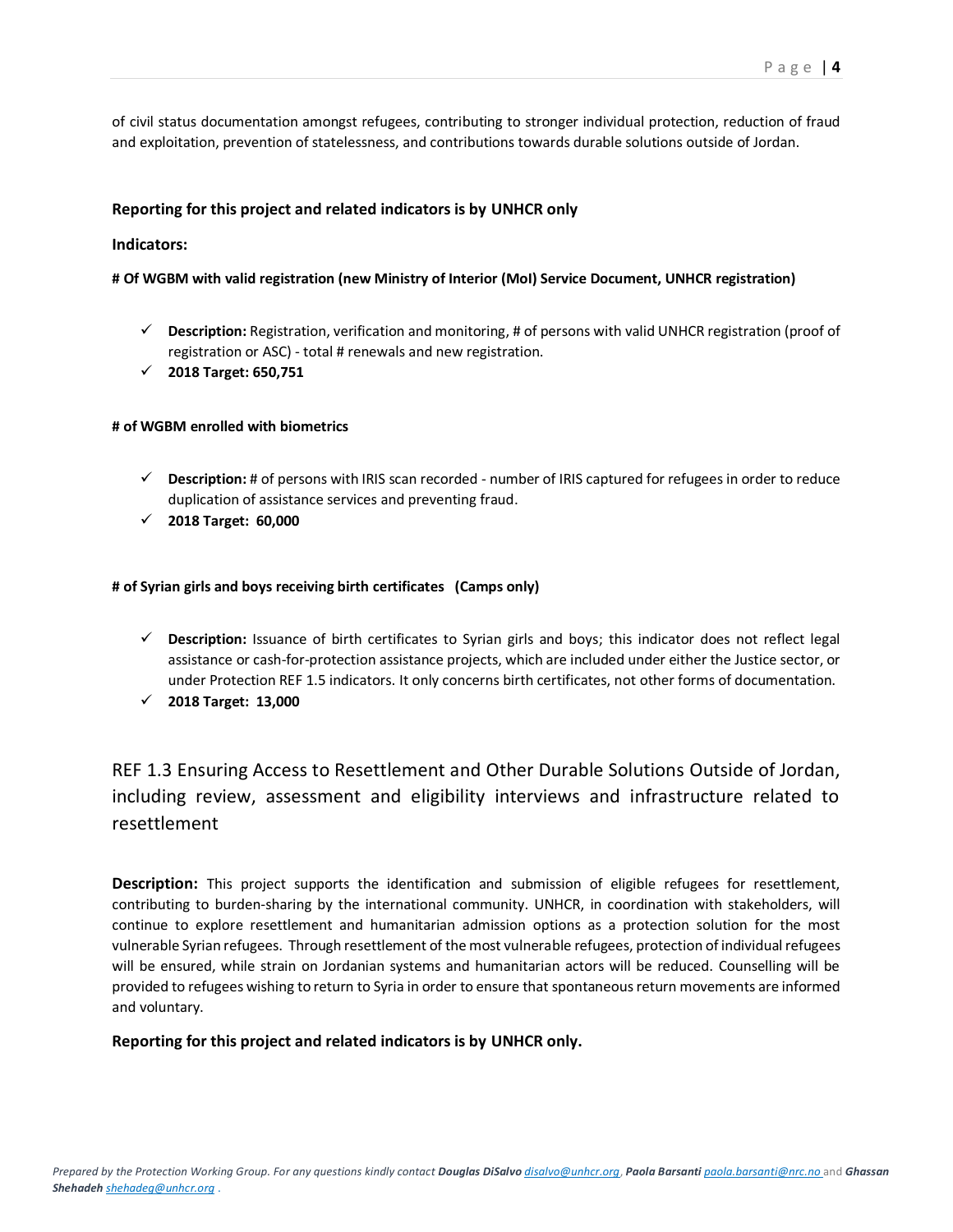of civil status documentation amongst refugees, contributing to stronger individual protection, reduction of fraud and exploitation, prevention of statelessness, and contributions towards durable solutions outside of Jordan.

**Reporting for this project and related indicators is by UNHCR only**

**Indicators:**

**# Of WGBM with valid registration (new Ministry of Interior (MoI) Service Document, UNHCR registration)**

- ✓ **Description:** Registration, verification and monitoring, # of persons with valid UNHCR registration (proof of registration or ASC) - total # renewals and new registration.
- ✓ **2018 Target: 650,751**

**# of WGBM enrolled with biometrics**

- ✓ **Description:** # of persons with IRIS scan recorded - number of IRIS captured for refugees in order to reduce duplication of assistance services and preventing fraud.
- ✓ **2018 Target: 60,000**

**# of Syrian girls and boys receiving birth certificates (Camps only)**

- ✓ **Description:** Issuance of birth certificates to Syrian girls and boys; this indicator does not reflect legal assistance or cash-for-protection assistance projects, which are included under either the Justice sector, or under Protection REF 1.5 indicators. It only concerns birth certificates, not other forms of documentation.
- ✓ **2018 Target: 13,000**

## REF 1.3 Ensuring Access to Resettlement and Other Durable Solutions Outside of Jordan, including review, assessment and eligibility interviews and infrastructure related to resettlement

**Description:** This project supports the identification and submission of eligible refugees for resettlement, contributing to burden-sharing by the international community. UNHCR, in coordination with stakeholders, will continue to explore resettlement and humanitarian admission options as a protection solution for the most vulnerable Syrian refugees. Through resettlement of the most vulnerable refugees, protection of individual refugees will be ensured, while strain on Jordanian systems and humanitarian actors will be reduced. Counselling will be provided to refugees wishing to return to Syria in order to ensure that spontaneous return movements are informed and voluntary.

**Reporting for this project and related indicators is by UNHCR only.**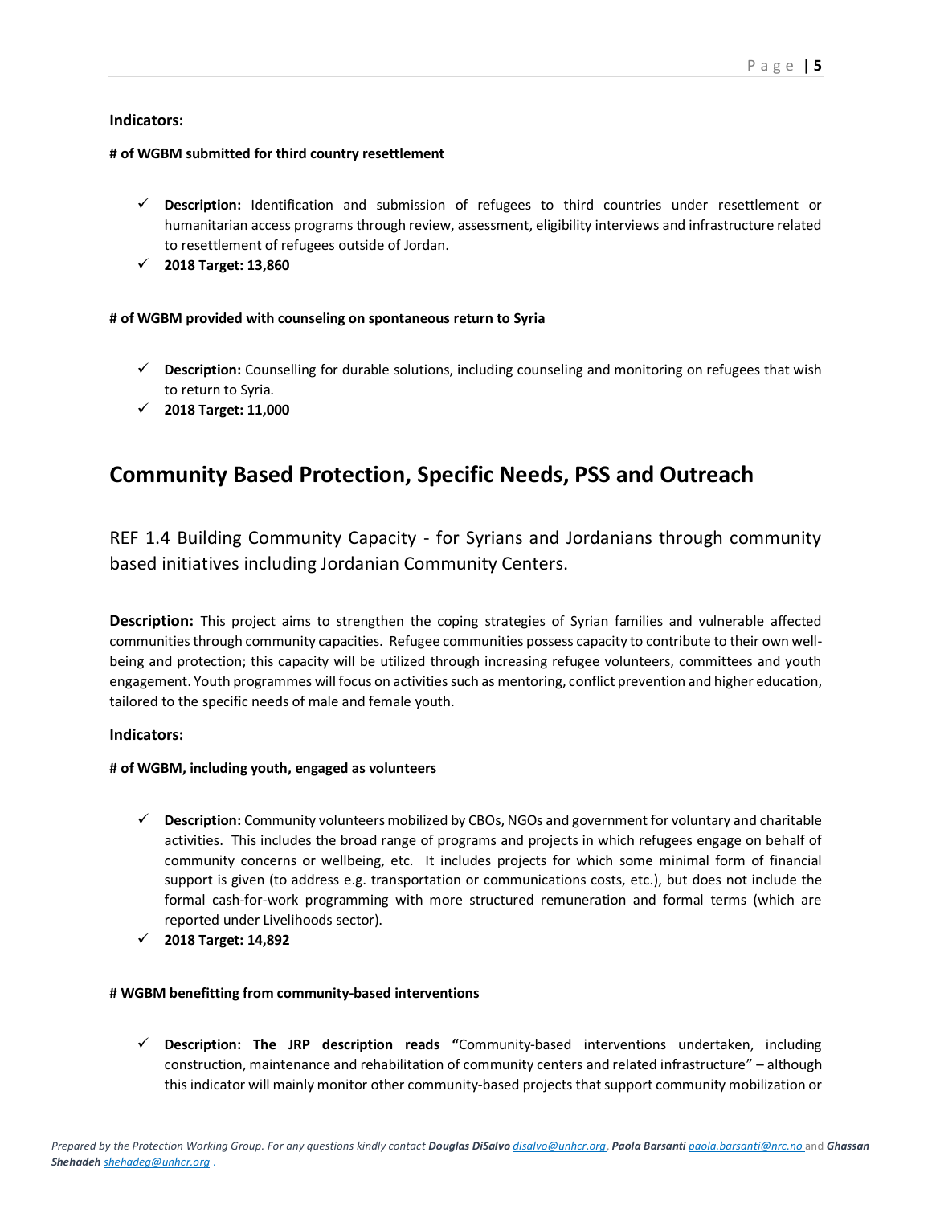**Indicators:**

**# of WGBM submitted for third country resettlement**

- **Description:** Identification and submission of refugees to third countries under resettlement or humanitarian access programs through review, assessment, eligibility interviews and infrastructure related to resettlement of refugees outside of Jordan.
- **2018 Target: 13,860**

**# of WGBM provided with counseling on spontaneous return to Syria**

- **Description:** Counselling for durable solutions, including counseling and monitoring on refugees that wish to return to Syria.
- **2018 Target: 11,000**

## Community Based Protection, Specific Needs, PSS and Outreach

### REF 1.4 Building Community Capacity - for Syrians and Jordanians through community based initiatives including Jordanian Community Centers.

**Description:** This project aims to strengthen the coping strategies of Syrian families and vulnerable affected communities through community capacities. Refugee communities possess capacity to contribute to their own well-being and protection; this capacity will be utilized through increasing refugee volunteers, committees and youth engagement. Youth programmes will focus on activities such as mentoring, conflict prevention and higher education, tailored to the specific needs of male and female youth.

**Indicators:**

**# of WGBM, including youth, engaged as volunteers**

- **Description:** Community volunteers mobilized by CBOs, NGOs and government for voluntary and charitable activities. This includes the broad range of programs and projects in which refugees engage on behalf of community concerns or wellbeing, etc. It includes projects for which some minimal form of financial support is given (to address e.g. transportation or communications costs, etc.), but does not include the formal cash-for-work programming with more structured remuneration and formal terms (which are reported under Livelihoods sector).
- **2018 Target: 14,892**

**# WGBM benefitting from community-based interventions**

- **Description: The JRP description reads "**Community-based interventions undertaken, including construction, maintenance and rehabilitation of community centers and related infrastructure" – although this indicator will mainly monitor other community-based projects that support community mobilization or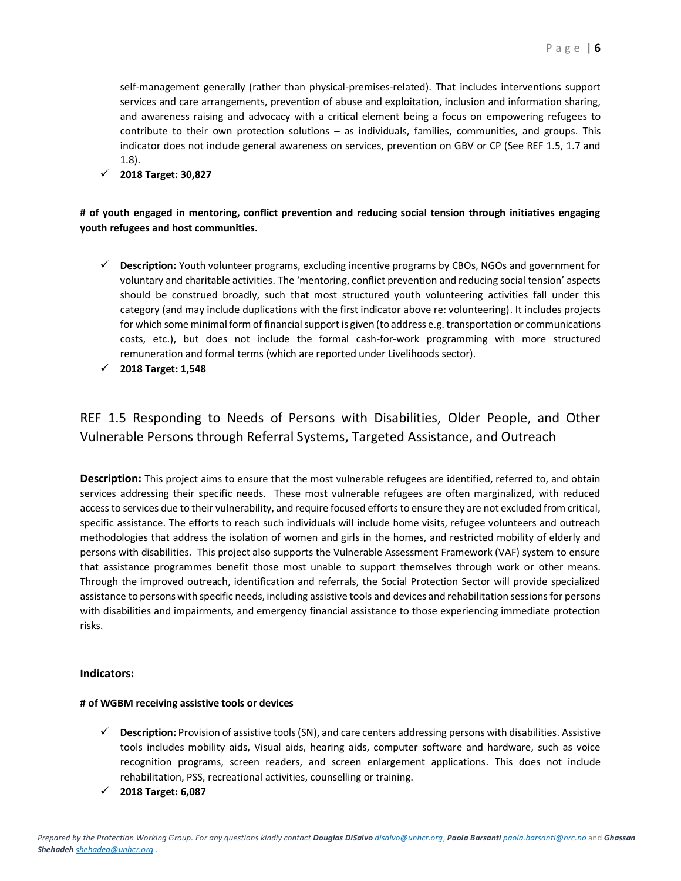self-management generally (rather than physical-premises-related). That includes interventions support services and care arrangements, prevention of abuse and exploitation, inclusion and information sharing, and awareness raising and advocacy with a critical element being a focus on empowering refugees to contribute to their own protection solutions – as individuals, families, communities, and groups. This indicator does not include general awareness on services, prevention on GBV or CP (See REF 1.5, 1.7 and 1.8).

- ✓ **2018 Target: 30,827**

**# of youth engaged in mentoring, conflict prevention and reducing social tension through initiatives engaging youth refugees and host communities.**

- ✓ **Description:** Youth volunteer programs, excluding incentive programs by CBOs, NGOs and government for voluntary and charitable activities. The 'mentoring, conflict prevention and reducing social tension' aspects should be construed broadly, such that most structured youth volunteering activities fall under this category (and may include duplications with the first indicator above re: volunteering). It includes projects for which some minimal form of financial support is given (to address e.g. transportation or communications costs, etc.), but does not include the formal cash-for-work programming with more structured remuneration and formal terms (which are reported under Livelihoods sector).
- ✓ **2018 Target: 1,548**

## REF 1.5 Responding to Needs of Persons with Disabilities, Older People, and Other Vulnerable Persons through Referral Systems, Targeted Assistance, and Outreach

**Description:** This project aims to ensure that the most vulnerable refugees are identified, referred to, and obtain services addressing their specific needs. These most vulnerable refugees are often marginalized, with reduced access to services due to their vulnerability, and require focused efforts to ensure they are not excluded from critical, specific assistance. The efforts to reach such individuals will include home visits, refugee volunteers and outreach methodologies that address the isolation of women and girls in the homes, and restricted mobility of elderly and persons with disabilities. This project also supports the Vulnerable Assessment Framework (VAF) system to ensure that assistance programmes benefit those most unable to support themselves through work or other means. Through the improved outreach, identification and referrals, the Social Protection Sector will provide specialized assistance to persons with specific needs, including assistive tools and devices and rehabilitation sessions for persons with disabilities and impairments, and emergency financial assistance to those experiencing immediate protection risks.

**Indicators:**

**# of WGBM receiving assistive tools or devices**

- ✓ **Description:** Provision of assistive tools (SN), and care centers addressing persons with disabilities. Assistive tools includes mobility aids, Visual aids, hearing aids, computer software and hardware, such as voice recognition programs, screen readers, and screen enlargement applications. This does not include rehabilitation, PSS, recreational activities, counselling or training.
- ✓ **2018 Target: 6,087**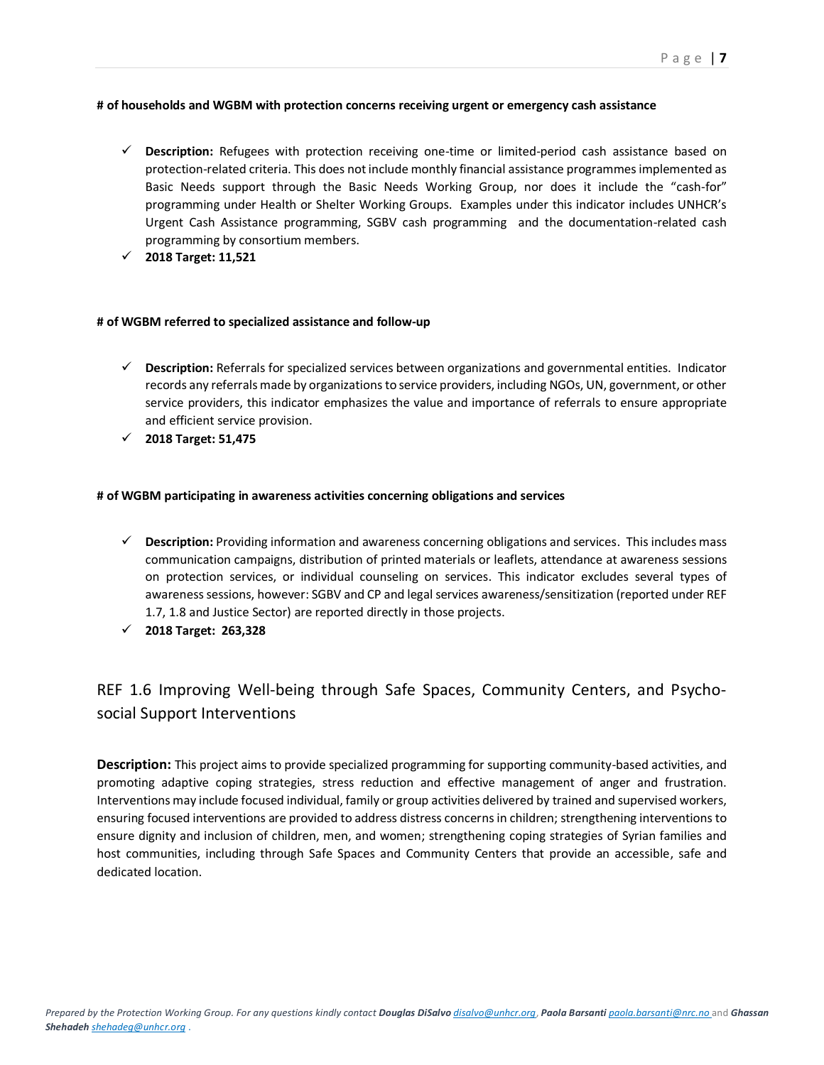**# of households and WGBM with protection concerns receiving urgent or emergency cash assistance**

- ✓ **Description:** Refugees with protection receiving one-time or limited-period cash assistance based on protection-related criteria. This does not include monthly financial assistance programmes implemented as Basic Needs support through the Basic Needs Working Group, nor does it include the "cash-for" programming under Health or Shelter Working Groups. Examples under this indicator includes UNHCR's Urgent Cash Assistance programming, SGBV cash programming and the documentation-related cash programming by consortium members.
- ✓ **2018 Target: 11,521**

**# of WGBM referred to specialized assistance and follow-up**

- ✓ **Description:** Referrals for specialized services between organizations and governmental entities. Indicator records any referrals made by organizations to service providers, including NGOs, UN, government, or other service providers, this indicator emphasizes the value and importance of referrals to ensure appropriate and efficient service provision.
- ✓ **2018 Target: 51,475**

**# of WGBM participating in awareness activities concerning obligations and services**

- ✓ **Description:** Providing information and awareness concerning obligations and services. This includes mass communication campaigns, distribution of printed materials or leaflets, attendance at awareness sessions on protection services, or individual counseling on services. This indicator excludes several types of awareness sessions, however: SGBV and CP and legal services awareness/sensitization (reported under REF 1.7, 1.8 and Justice Sector) are reported directly in those projects.
- ✓ **2018 Target: 263,328**

## REF 1.6 Improving Well-being through Safe Spaces, Community Centers, and Psycho-social Support Interventions

**Description:** This project aims to provide specialized programming for supporting community-based activities, and promoting adaptive coping strategies, stress reduction and effective management of anger and frustration. Interventions may include focused individual, family or group activities delivered by trained and supervised workers, ensuring focused interventions are provided to address distress concerns in children; strengthening interventions to ensure dignity and inclusion of children, men, and women; strengthening coping strategies of Syrian families and host communities, including through Safe Spaces and Community Centers that provide an accessible, safe and dedicated location.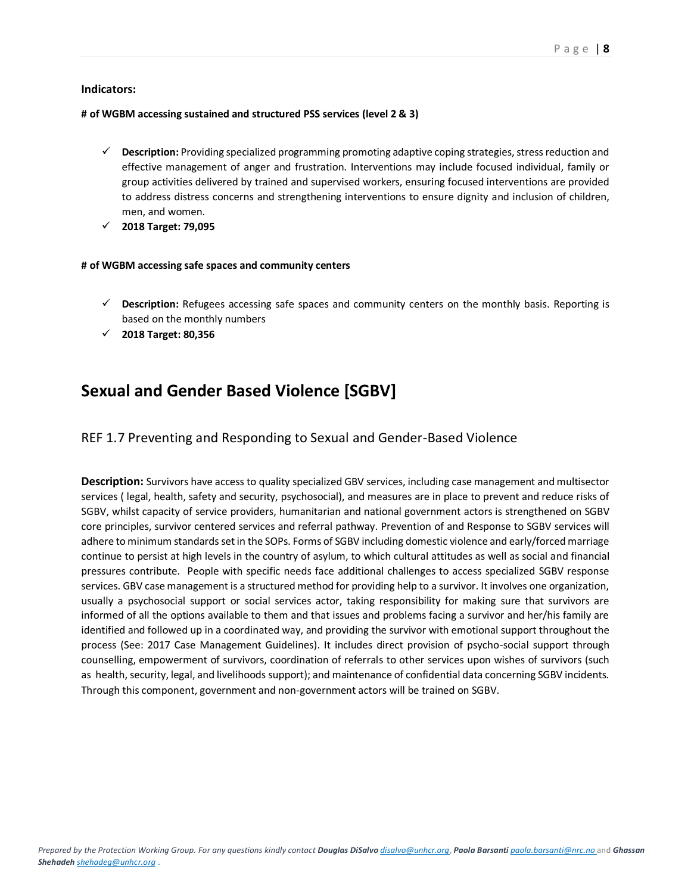**Indicators:**

**# of WGBM accessing sustained and structured PSS services (level 2 & 3)**

- ✓ **Description:** Providing specialized programming promoting adaptive coping strategies, stress reduction and effective management of anger and frustration. Interventions may include focused individual, family or group activities delivered by trained and supervised workers, ensuring focused interventions are provided to address distress concerns and strengthening interventions to ensure dignity and inclusion of children, men, and women.
- ✓ **2018 Target: 79,095**

**# of WGBM accessing safe spaces and community centers**

- ✓ **Description:** Refugees accessing safe spaces and community centers on the monthly basis. Reporting is based on the monthly numbers
- ✓ **2018 Target: 80,356**

# Sexual and Gender Based Violence [SGBV]

## REF 1.7 Preventing and Responding to Sexual and Gender-Based Violence

**Description:** Survivors have access to quality specialized GBV services, including case management and multisector services ( legal, health, safety and security, psychosocial), and measures are in place to prevent and reduce risks of SGBV, whilst capacity of service providers, humanitarian and national government actors is strengthened on SGBV core principles, survivor centered services and referral pathway. Prevention of and Response to SGBV services will adhere to minimum standards set in the SOPs. Forms of SGBV including domestic violence and early/forced marriage continue to persist at high levels in the country of asylum, to which cultural attitudes as well as social and financial pressures contribute. People with specific needs face additional challenges to access specialized SGBV response services. GBV case management is a structured method for providing help to a survivor. It involves one organization, usually a psychosocial support or social services actor, taking responsibility for making sure that survivors are informed of all the options available to them and that issues and problems facing a survivor and her/his family are identified and followed up in a coordinated way, and providing the survivor with emotional support throughout the process (See: 2017 Case Management Guidelines). It includes direct provision of psycho-social support through counselling, empowerment of survivors, coordination of referrals to other services upon wishes of survivors (such as health, security, legal, and livelihoods support); and maintenance of confidential data concerning SGBV incidents. Through this component, government and non-government actors will be trained on SGBV.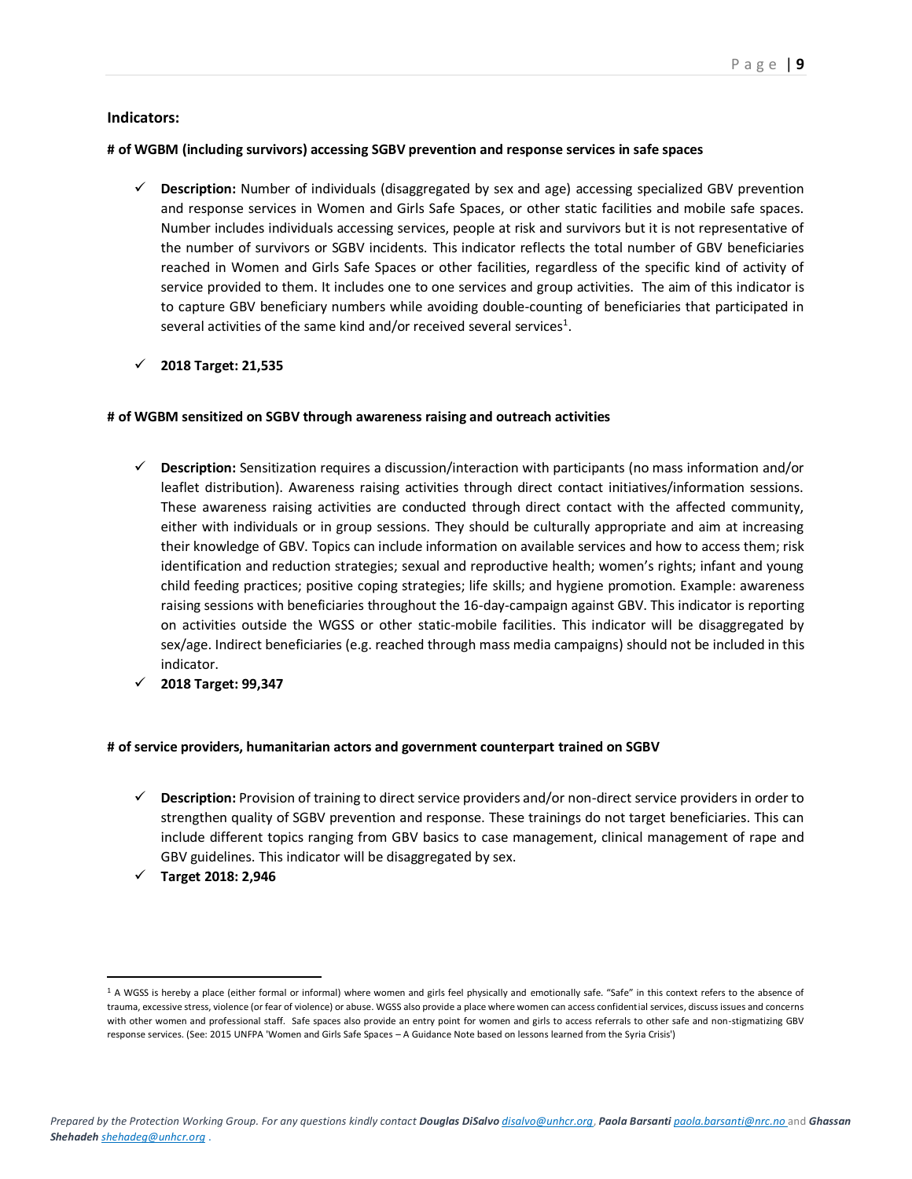**Indicators:**

**# of WGBM (including survivors) accessing SGBV prevention and response services in safe spaces**

- **Description:** Number of individuals (disaggregated by sex and age) accessing specialized GBV prevention and response services in Women and Girls Safe Spaces, or other static facilities and mobile safe spaces. Number includes individuals accessing services, people at risk and survivors but it is not representative of the number of survivors or SGBV incidents. This indicator reflects the total number of GBV beneficiaries reached in Women and Girls Safe Spaces or other facilities, regardless of the specific kind of activity of service provided to them. It includes one to one services and group activities. The aim of this indicator is to capture GBV beneficiary numbers while avoiding double-counting of beneficiaries that participated in several activities of the same kind and/or received several services[1].

- **2018 Target: 21,535**

**# of WGBM sensitized on SGBV through awareness raising and outreach activities**

- **Description:** Sensitization requires a discussion/interaction with participants (no mass information and/or leaflet distribution). Awareness raising activities through direct contact initiatives/information sessions. These awareness raising activities are conducted through direct contact with the affected community, either with individuals or in group sessions. They should be culturally appropriate and aim at increasing their knowledge of GBV. Topics can include information on available services and how to access them; risk identification and reduction strategies; sexual and reproductive health; women's rights; infant and young child feeding practices; positive coping strategies; life skills; and hygiene promotion. Example: awareness raising sessions with beneficiaries throughout the 16-day-campaign against GBV. This indicator is reporting on activities outside the WGSS or other static-mobile facilities. This indicator will be disaggregated by sex/age. Indirect beneficiaries (e.g. reached through mass media campaigns) should not be included in this indicator.
- **2018 Target: 99,347**

**# of service providers, humanitarian actors and government counterpart trained on SGBV**

- **Description:** Provision of training to direct service providers and/or non-direct service providers in order to strengthen quality of SGBV prevention and response. These trainings do not target beneficiaries. This can include different topics ranging from GBV basics to case management, clinical management of rape and GBV guidelines. This indicator will be disaggregated by sex.
- **Target 2018: 2,946**

---

[1] A WGSS is hereby a place (either formal or informal) where women and girls feel physically and emotionally safe. "Safe" in this context refers to the absence of trauma, excessive stress, violence (or fear of violence) or abuse. WGSS also provide a place where women can access confidential services, discuss issues and concerns with other women and professional staff. Safe spaces also provide an entry point for women and girls to access referrals to other safe and non-stigmatizing GBV response services. (See: 2015 UNFPA 'Women and Girls Safe Spaces – A Guidance Note based on lessons learned from the Syria Crisis')

*Prepared by the Protection Working Group. For any questions kindly contact **Douglas DiSalvo** disalvo@unhcr.org, **Paola Barsanti** paola.barsanti@nrc.no and **Ghassan Shehadeh** shehadeg@unhcr.org .*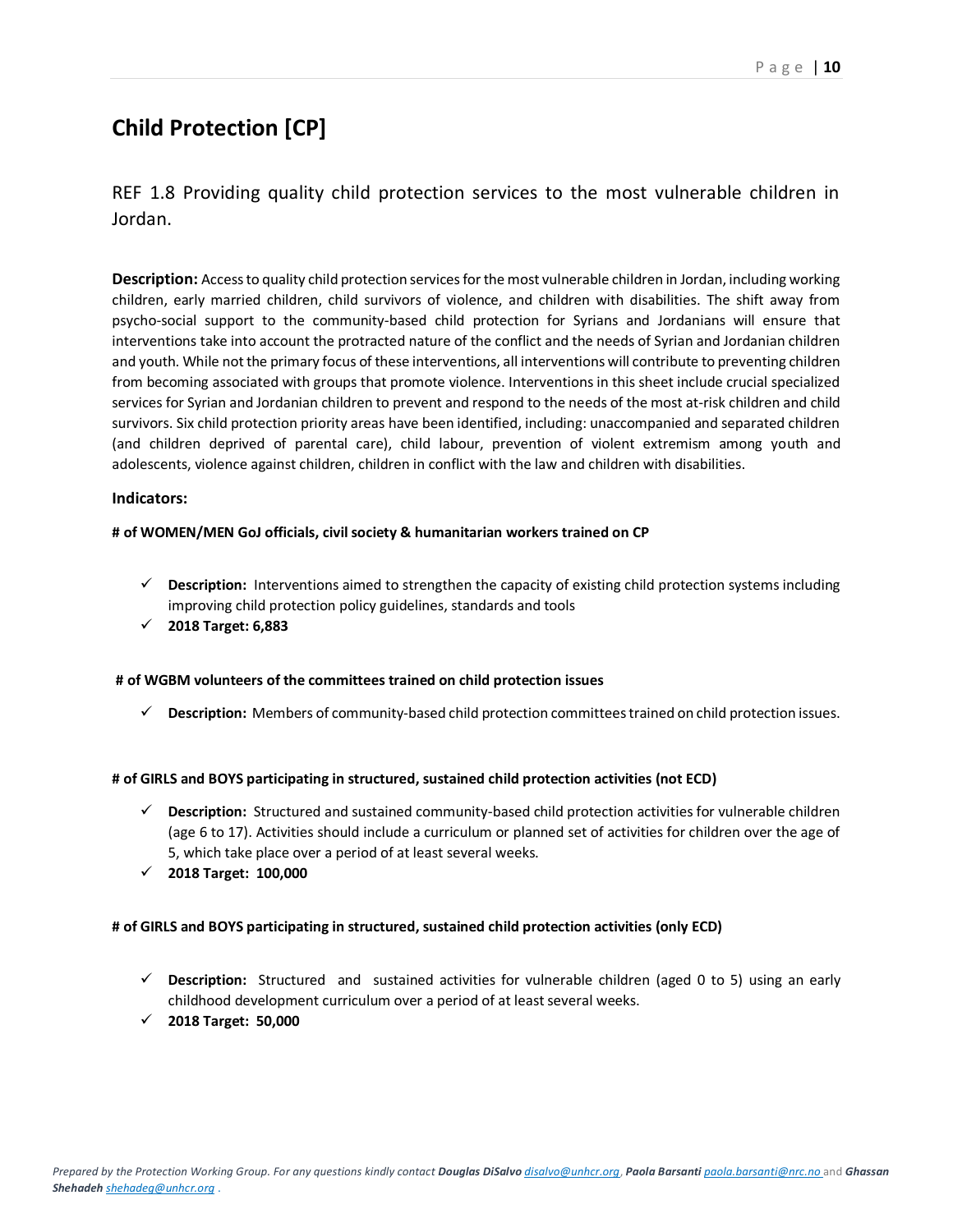# Child Protection [CP]

REF 1.8 Providing quality child protection services to the most vulnerable children in Jordan.

**Description:** Access to quality child protection services for the most vulnerable children in Jordan, including working children, early married children, child survivors of violence, and children with disabilities. The shift away from psycho-social support to the community-based child protection for Syrians and Jordanians will ensure that interventions take into account the protracted nature of the conflict and the needs of Syrian and Jordanian children and youth. While not the primary focus of these interventions, all interventions will contribute to preventing children from becoming associated with groups that promote violence. Interventions in this sheet include crucial specialized services for Syrian and Jordanian children to prevent and respond to the needs of the most at-risk children and child survivors. Six child protection priority areas have been identified, including: unaccompanied and separated children (and children deprived of parental care), child labour, prevention of violent extremism among youth and adolescents, violence against children, children in conflict with the law and children with disabilities.

**Indicators:**

**# of WOMEN/MEN GoJ officials, civil society & humanitarian workers trained on CP**

- ✓ **Description:** Interventions aimed to strengthen the capacity of existing child protection systems including improving child protection policy guidelines, standards and tools
- ✓ **2018 Target: 6,883**

**# of WGBM volunteers of the committees trained on child protection issues**

- ✓ **Description:** Members of community-based child protection committees trained on child protection issues.

**# of GIRLS and BOYS participating in structured, sustained child protection activities (not ECD)**

- ✓ **Description:** Structured and sustained community-based child protection activities for vulnerable children (age 6 to 17). Activities should include a curriculum or planned set of activities for children over the age of 5, which take place over a period of at least several weeks.
- ✓ **2018 Target: 100,000**

**# of GIRLS and BOYS participating in structured, sustained child protection activities (only ECD)**

- ✓ **Description:** Structured and sustained activities for vulnerable children (aged 0 to 5) using an early childhood development curriculum over a period of at least several weeks.
- ✓ **2018 Target: 50,000**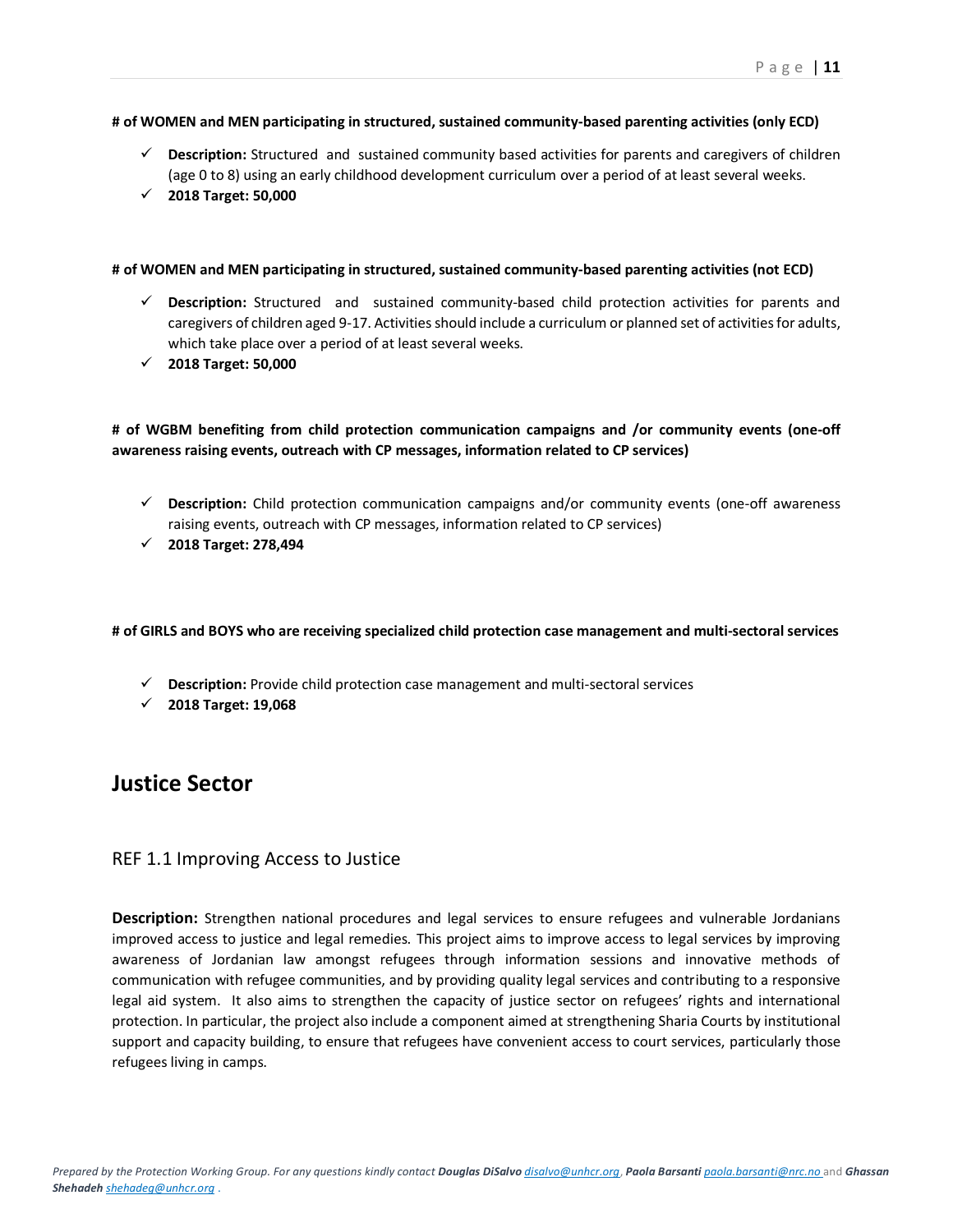**# of WOMEN and MEN participating in structured, sustained community-based parenting activities (only ECD)**

- ✓ **Description:** Structured and sustained community based activities for parents and caregivers of children (age 0 to 8) using an early childhood development curriculum over a period of at least several weeks.
- ✓ **2018 Target: 50,000**

**# of WOMEN and MEN participating in structured, sustained community-based parenting activities (not ECD)**

- ✓ **Description:** Structured and sustained community-based child protection activities for parents and caregivers of children aged 9-17. Activities should include a curriculum or planned set of activities for adults, which take place over a period of at least several weeks.
- ✓ **2018 Target: 50,000**

**# of WGBM benefiting from child protection communication campaigns and /or community events (one-off awareness raising events, outreach with CP messages, information related to CP services)**

- ✓ **Description:** Child protection communication campaigns and/or community events (one-off awareness raising events, outreach with CP messages, information related to CP services)
- ✓ **2018 Target: 278,494**

**# of GIRLS and BOYS who are receiving specialized child protection case management and multi-sectoral services**

- ✓ **Description:** Provide child protection case management and multi-sectoral services
- ✓ **2018 Target: 19,068**

# Justice Sector

## REF 1.1 Improving Access to Justice

**Description:** Strengthen national procedures and legal services to ensure refugees and vulnerable Jordanians improved access to justice and legal remedies. This project aims to improve access to legal services by improving awareness of Jordanian law amongst refugees through information sessions and innovative methods of communication with refugee communities, and by providing quality legal services and contributing to a responsive legal aid system. It also aims to strengthen the capacity of justice sector on refugees' rights and international protection. In particular, the project also include a component aimed at strengthening Sharia Courts by institutional support and capacity building, to ensure that refugees have convenient access to court services, particularly those refugees living in camps.

*Prepared by the Protection Working Group. For any questions kindly contact **Douglas DiSalvo** disalvo@unhcr.org, **Paola Barsanti** paola.barsanti@nrc.no and **Ghassan Shehadeh** shehadeg@unhcr.org .*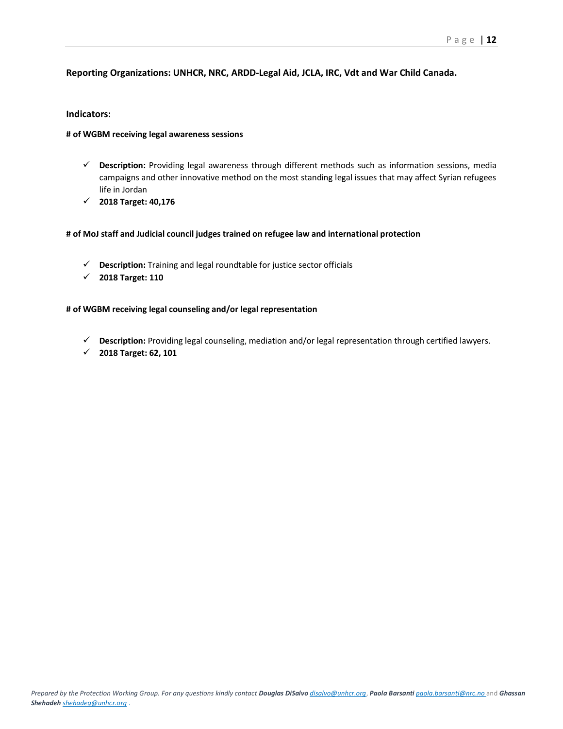**Reporting Organizations: UNHCR, NRC, ARDD-Legal Aid, JCLA, IRC, Vdt and War Child Canada.**

**Indicators:**

**# of WGBM receiving legal awareness sessions**

- ✓ **Description:** Providing legal awareness through different methods such as information sessions, media campaigns and other innovative method on the most standing legal issues that may affect Syrian refugees life in Jordan
- ✓ **2018 Target: 40,176**

**# of MoJ staff and Judicial council judges trained on refugee law and international protection**

- ✓ **Description:** Training and legal roundtable for justice sector officials
- ✓ **2018 Target: 110**

**# of WGBM receiving legal counseling and/or legal representation**

- ✓ **Description:** Providing legal counseling, mediation and/or legal representation through certified lawyers.
- ✓ **2018 Target: 62, 101**